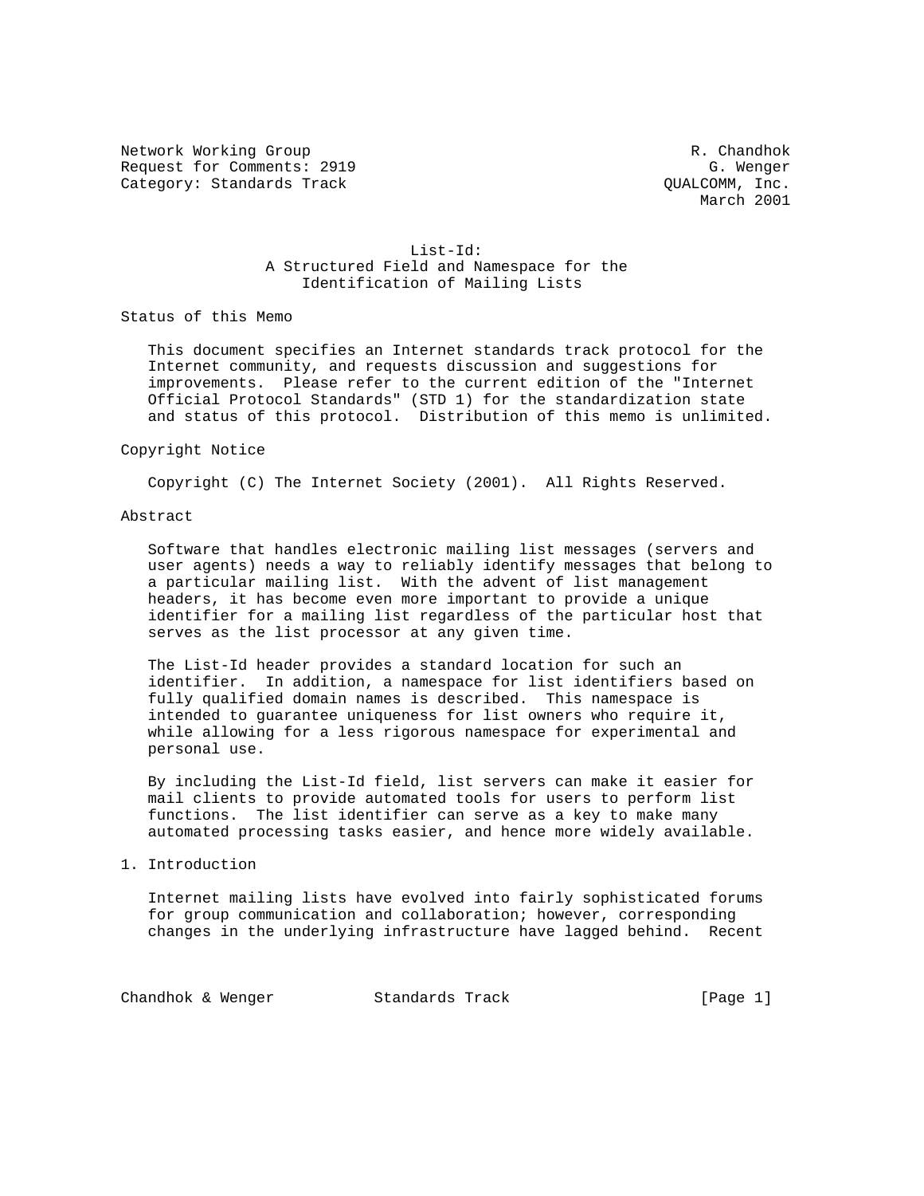Network Working Group R. Chandhok
Request for Comments: 2919 G. Wenger
Category: Standards Track QUALCOMM, Inc.
March 2001

# List-Id: A Structured Field and Namespace for the Identification of Mailing Lists

## Status of this Memo

This document specifies an Internet standards track protocol for the Internet community, and requests discussion and suggestions for improvements. Please refer to the current edition of the "Internet Official Protocol Standards" (STD 1) for the standardization state and status of this protocol. Distribution of this memo is unlimited.

## Copyright Notice

Copyright (C) The Internet Society (2001). All Rights Reserved.

## Abstract

Software that handles electronic mailing list messages (servers and user agents) needs a way to reliably identify messages that belong to a particular mailing list. With the advent of list management headers, it has become even more important to provide a unique identifier for a mailing list regardless of the particular host that serves as the list processor at any given time.

The List-Id header provides a standard location for such an identifier. In addition, a namespace for list identifiers based on fully qualified domain names is described. This namespace is intended to guarantee uniqueness for list owners who require it, while allowing for a less rigorous namespace for experimental and personal use.

By including the List-Id field, list servers can make it easier for mail clients to provide automated tools for users to perform list functions. The list identifier can serve as a key to make many automated processing tasks easier, and hence more widely available.

## 1. Introduction

Internet mailing lists have evolved into fairly sophisticated forums for group communication and collaboration; however, corresponding changes in the underlying infrastructure have lagged behind. Recent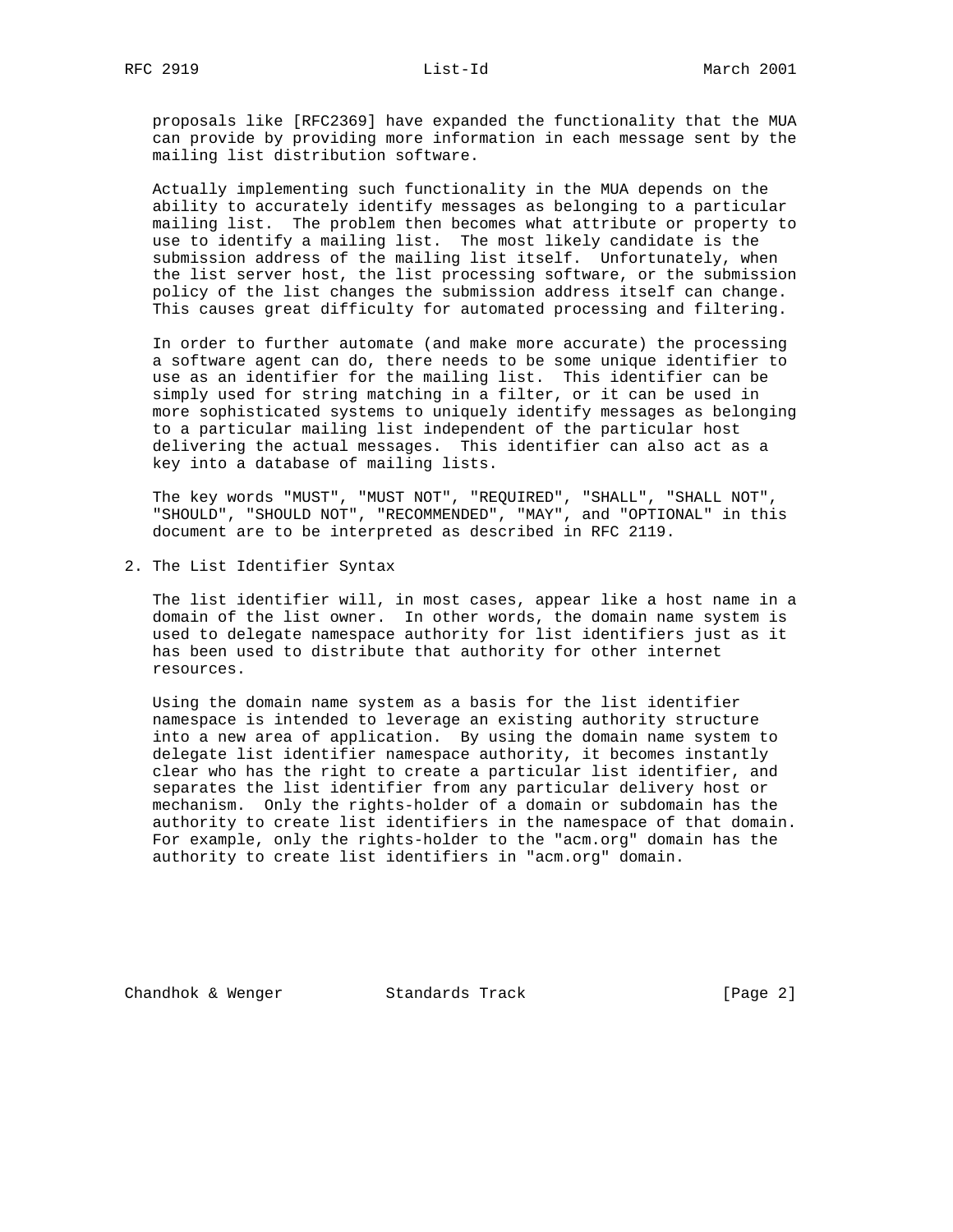proposals like [RFC2369] have expanded the functionality that the MUA can provide by providing more information in each message sent by the mailing list distribution software.

Actually implementing such functionality in the MUA depends on the ability to accurately identify messages as belonging to a particular mailing list. The problem then becomes what attribute or property to use to identify a mailing list. The most likely candidate is the submission address of the mailing list itself. Unfortunately, when the list server host, the list processing software, or the submission policy of the list changes the submission address itself can change. This causes great difficulty for automated processing and filtering.

In order to further automate (and make more accurate) the processing a software agent can do, there needs to be some unique identifier to use as an identifier for the mailing list. This identifier can be simply used for string matching in a filter, or it can be used in more sophisticated systems to uniquely identify messages as belonging to a particular mailing list independent of the particular host delivering the actual messages. This identifier can also act as a key into a database of mailing lists.

The key words "MUST", "MUST NOT", "REQUIRED", "SHALL", "SHALL NOT", "SHOULD", "SHOULD NOT", "RECOMMENDED", "MAY", and "OPTIONAL" in this document are to be interpreted as described in RFC 2119.

## 2. The List Identifier Syntax

The list identifier will, in most cases, appear like a host name in a domain of the list owner. In other words, the domain name system is used to delegate namespace authority for list identifiers just as it has been used to distribute that authority for other internet resources.

Using the domain name system as a basis for the list identifier namespace is intended to leverage an existing authority structure into a new area of application. By using the domain name system to delegate list identifier namespace authority, it becomes instantly clear who has the right to create a particular list identifier, and separates the list identifier from any particular delivery host or mechanism. Only the rights-holder of a domain or subdomain has the authority to create list identifiers in the namespace of that domain. For example, only the rights-holder to the "acm.org" domain has the authority to create list identifiers in "acm.org" domain.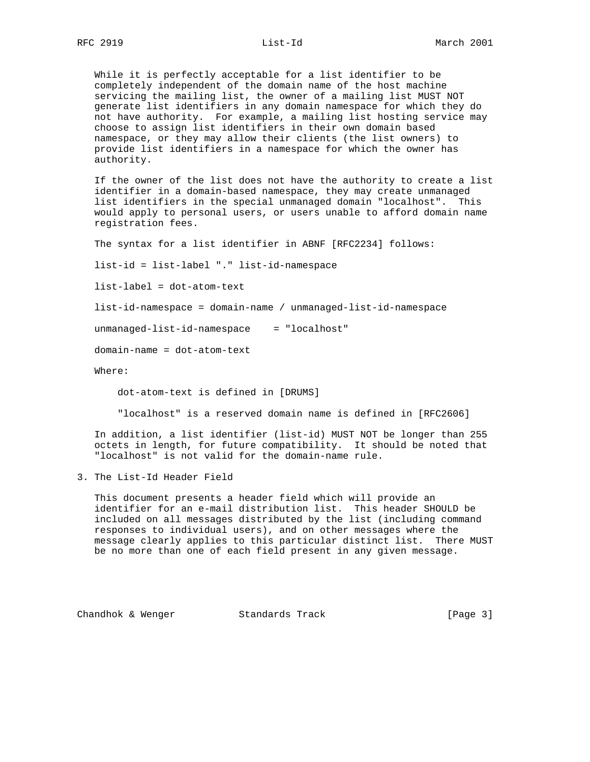While it is perfectly acceptable for a list identifier to be completely independent of the domain name of the host machine servicing the mailing list, the owner of a mailing list MUST NOT generate list identifiers in any domain namespace for which they do not have authority. For example, a mailing list hosting service may choose to assign list identifiers in their own domain based namespace, or they may allow their clients (the list owners) to provide list identifiers in a namespace for which the owner has authority.

If the owner of the list does not have the authority to create a list identifier in a domain-based namespace, they may create unmanaged list identifiers in the special unmanaged domain "localhost". This would apply to personal users, or users unable to afford domain name registration fees.

The syntax for a list identifier in ABNF [RFC2234] follows:

```
list-id = list-label "." list-id-namespace

list-label = dot-atom-text

list-id-namespace = domain-name / unmanaged-list-id-namespace

unmanaged-list-id-namespace    = "localhost"

domain-name = dot-atom-text
```

Where:

dot-atom-text is defined in [DRUMS]

"localhost" is a reserved domain name is defined in [RFC2606]

In addition, a list identifier (list-id) MUST NOT be longer than 255 octets in length, for future compatibility. It should be noted that "localhost" is not valid for the domain-name rule.

## 3. The List-Id Header Field

This document presents a header field which will provide an identifier for an e-mail distribution list. This header SHOULD be included on all messages distributed by the list (including command responses to individual users), and on other messages where the message clearly applies to this particular distinct list. There MUST be no more than one of each field present in any given message.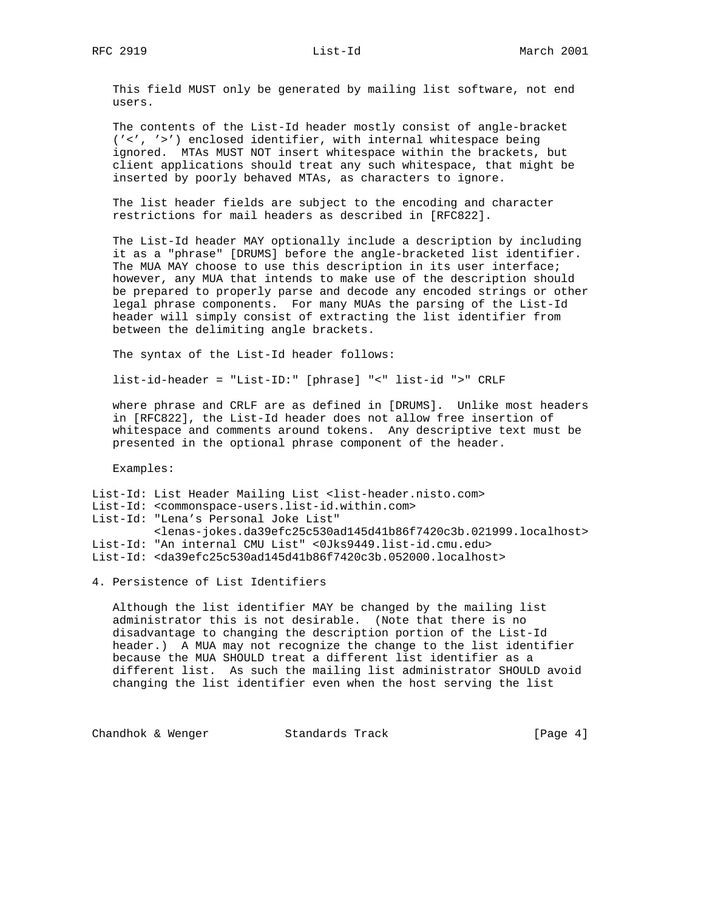This field MUST only be generated by mailing list software, not end users.

The contents of the List-Id header mostly consist of angle-bracket ('<', '>') enclosed identifier, with internal whitespace being ignored. MTAs MUST NOT insert whitespace within the brackets, but client applications should treat any such whitespace, that might be inserted by poorly behaved MTAs, as characters to ignore.

The list header fields are subject to the encoding and character restrictions for mail headers as described in [RFC822].

The List-Id header MAY optionally include a description by including it as a "phrase" [DRUMS] before the angle-bracketed list identifier. The MUA MAY choose to use this description in its user interface; however, any MUA that intends to make use of the description should be prepared to properly parse and decode any encoded strings or other legal phrase components. For many MUAs the parsing of the List-Id header will simply consist of extracting the list identifier from between the delimiting angle brackets.

The syntax of the List-Id header follows:

```
list-id-header = "List-ID:" [phrase] "<" list-id ">" CRLF
```

where phrase and CRLF are as defined in [DRUMS]. Unlike most headers in [RFC822], the List-Id header does not allow free insertion of whitespace and comments around tokens. Any descriptive text must be presented in the optional phrase component of the header.

Examples:

```
List-Id: List Header Mailing List <list-header.nisto.com>
List-Id: <commonspace-users.list-id.within.com>
List-Id: "Lena's Personal Joke List"
         <lenas-jokes.da39efc25c530ad145d41b86f7420c3b.021999.localhost>
List-Id: "An internal CMU List" <0Jks9449.list-id.cmu.edu>
List-Id: <da39efc25c530ad145d41b86f7420c3b.052000.localhost>
```

## 4. Persistence of List Identifiers

Although the list identifier MAY be changed by the mailing list administrator this is not desirable. (Note that there is no disadvantage to changing the description portion of the List-Id header.) A MUA may not recognize the change to the list identifier because the MUA SHOULD treat a different list identifier as a different list. As such the mailing list administrator SHOULD avoid changing the list identifier even when the host serving the list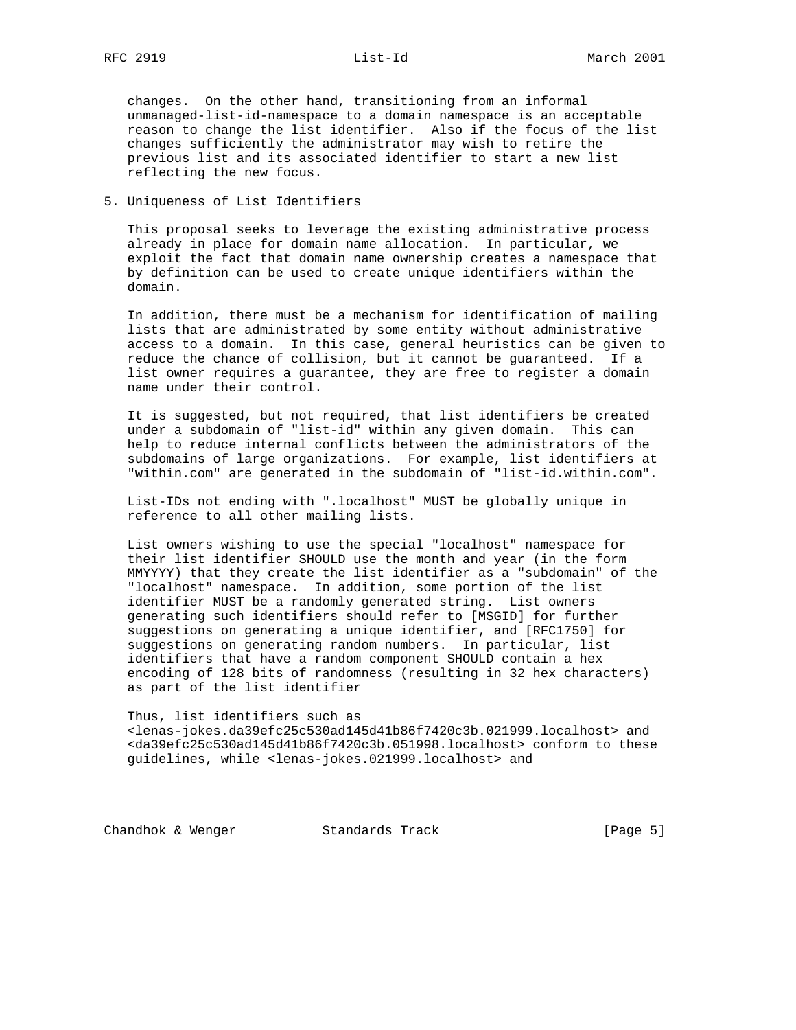changes. On the other hand, transitioning from an informal unmanaged-list-id-namespace to a domain namespace is an acceptable reason to change the list identifier. Also if the focus of the list changes sufficiently the administrator may wish to retire the previous list and its associated identifier to start a new list reflecting the new focus.

## 5. Uniqueness of List Identifiers

This proposal seeks to leverage the existing administrative process already in place for domain name allocation. In particular, we exploit the fact that domain name ownership creates a namespace that by definition can be used to create unique identifiers within the domain.

In addition, there must be a mechanism for identification of mailing lists that are administrated by some entity without administrative access to a domain. In this case, general heuristics can be given to reduce the chance of collision, but it cannot be guaranteed. If a list owner requires a guarantee, they are free to register a domain name under their control.

It is suggested, but not required, that list identifiers be created under a subdomain of "list-id" within any given domain. This can help to reduce internal conflicts between the administrators of the subdomains of large organizations. For example, list identifiers at "within.com" are generated in the subdomain of "list-id.within.com".

List-IDs not ending with ".localhost" MUST be globally unique in reference to all other mailing lists.

List owners wishing to use the special "localhost" namespace for their list identifier SHOULD use the month and year (in the form MMYYYY) that they create the list identifier as a "subdomain" of the "localhost" namespace. In addition, some portion of the list identifier MUST be a randomly generated string. List owners generating such identifiers should refer to [MSGID] for further suggestions on generating a unique identifier, and [RFC1750] for suggestions on generating random numbers. In particular, list identifiers that have a random component SHOULD contain a hex encoding of 128 bits of randomness (resulting in 32 hex characters) as part of the list identifier

Thus, list identifiers such as <lenas-jokes.da39efc25c530ad145d41b86f7420c3b.021999.localhost> and <da39efc25c530ad145d41b86f7420c3b.051998.localhost> conform to these guidelines, while <lenas-jokes.021999.localhost> and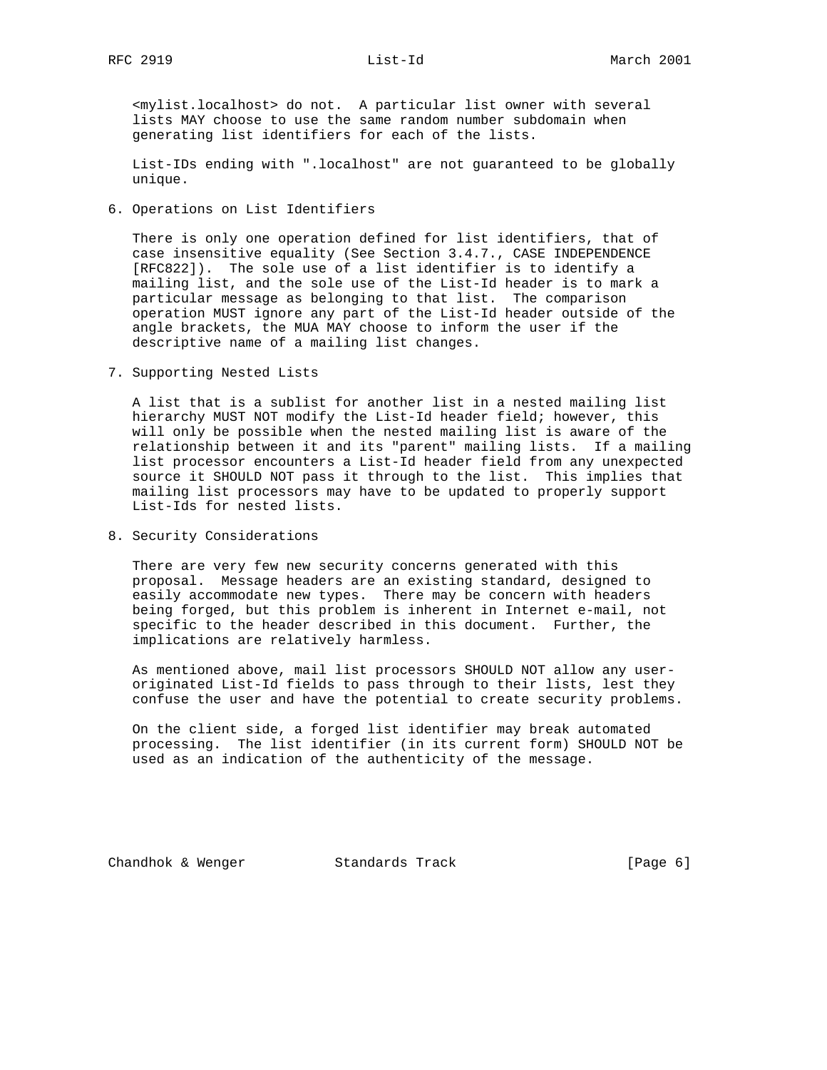<mylist.localhost> do not. A particular list owner with several lists MAY choose to use the same random number subdomain when generating list identifiers for each of the lists.

List-IDs ending with ".localhost" are not guaranteed to be globally unique.

## 6. Operations on List Identifiers

There is only one operation defined for list identifiers, that of case insensitive equality (See Section 3.4.7., CASE INDEPENDENCE [RFC822]). The sole use of a list identifier is to identify a mailing list, and the sole use of the List-Id header is to mark a particular message as belonging to that list. The comparison operation MUST ignore any part of the List-Id header outside of the angle brackets, the MUA MAY choose to inform the user if the descriptive name of a mailing list changes.

## 7. Supporting Nested Lists

A list that is a sublist for another list in a nested mailing list hierarchy MUST NOT modify the List-Id header field; however, this will only be possible when the nested mailing list is aware of the relationship between it and its "parent" mailing lists. If a mailing list processor encounters a List-Id header field from any unexpected source it SHOULD NOT pass it through to the list. This implies that mailing list processors may have to be updated to properly support List-Ids for nested lists.

## 8. Security Considerations

There are very few new security concerns generated with this proposal. Message headers are an existing standard, designed to easily accommodate new types. There may be concern with headers being forged, but this problem is inherent in Internet e-mail, not specific to the header described in this document. Further, the implications are relatively harmless.

As mentioned above, mail list processors SHOULD NOT allow any user-originated List-Id fields to pass through to their lists, lest they confuse the user and have the potential to create security problems.

On the client side, a forged list identifier may break automated processing. The list identifier (in its current form) SHOULD NOT be used as an indication of the authenticity of the message.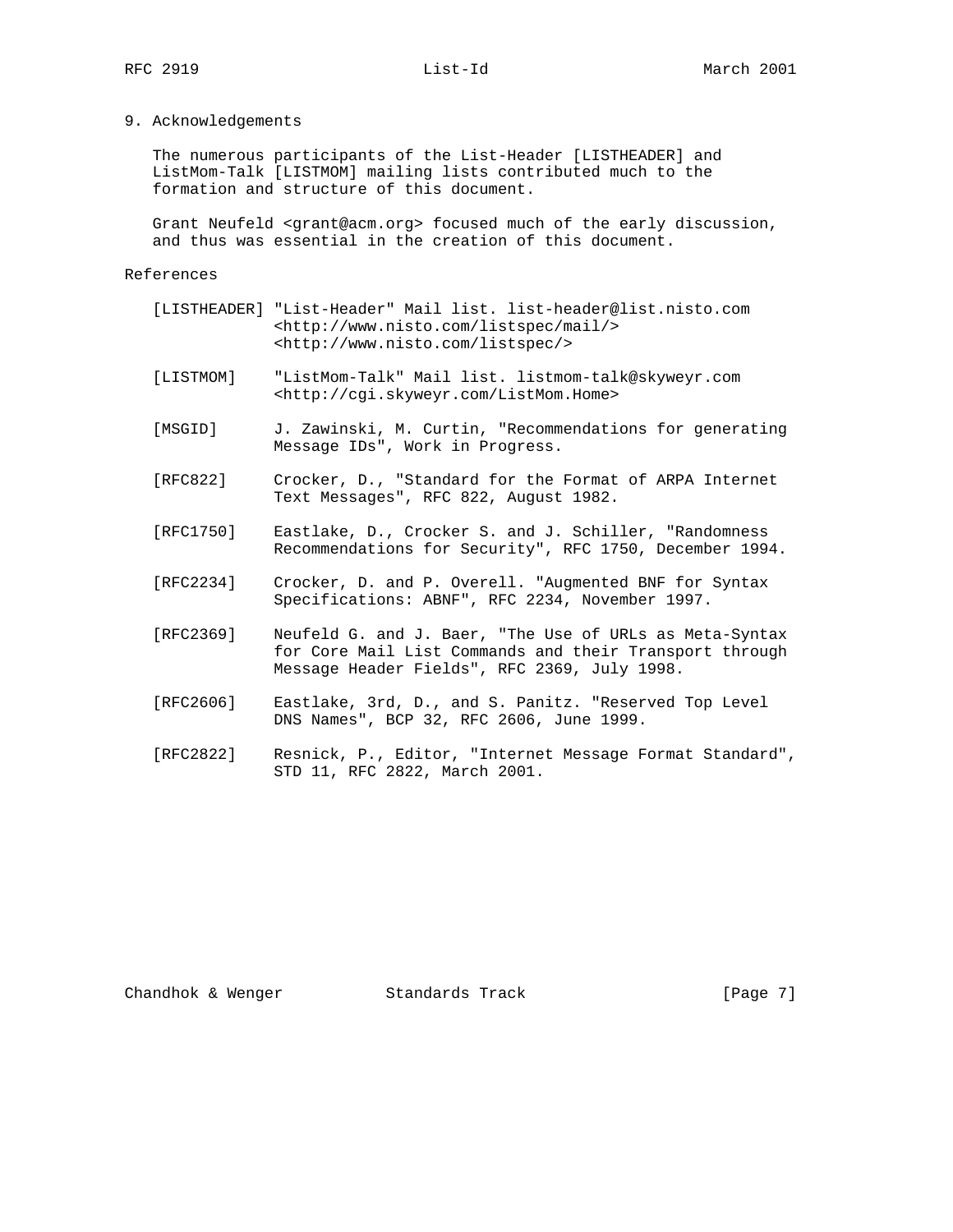## 9. Acknowledgements

The numerous participants of the List-Header [LISTHEADER] and ListMom-Talk [LISTMOM] mailing lists contributed much to the formation and structure of this document.

Grant Neufeld <grant@acm.org> focused much of the early discussion, and thus was essential in the creation of this document.

## References

[LISTHEADER] "List-Header" Mail list. list-header@list.nisto.com <http://www.nisto.com/listspec/mail/> <http://www.nisto.com/listspec/>

[LISTMOM] "ListMom-Talk" Mail list. listmom-talk@skyweyr.com <http://cgi.skyweyr.com/ListMom.Home>

[MSGID] J. Zawinski, M. Curtin, "Recommendations for generating Message IDs", Work in Progress.

[RFC822] Crocker, D., "Standard for the Format of ARPA Internet Text Messages", RFC 822, August 1982.

[RFC1750] Eastlake, D., Crocker S. and J. Schiller, "Randomness Recommendations for Security", RFC 1750, December 1994.

[RFC2234] Crocker, D. and P. Overell. "Augmented BNF for Syntax Specifications: ABNF", RFC 2234, November 1997.

[RFC2369] Neufeld G. and J. Baer, "The Use of URLs as Meta-Syntax for Core Mail List Commands and their Transport through Message Header Fields", RFC 2369, July 1998.

[RFC2606] Eastlake, 3rd, D., and S. Panitz. "Reserved Top Level DNS Names", BCP 32, RFC 2606, June 1999.

[RFC2822] Resnick, P., Editor, "Internet Message Format Standard", STD 11, RFC 2822, March 2001.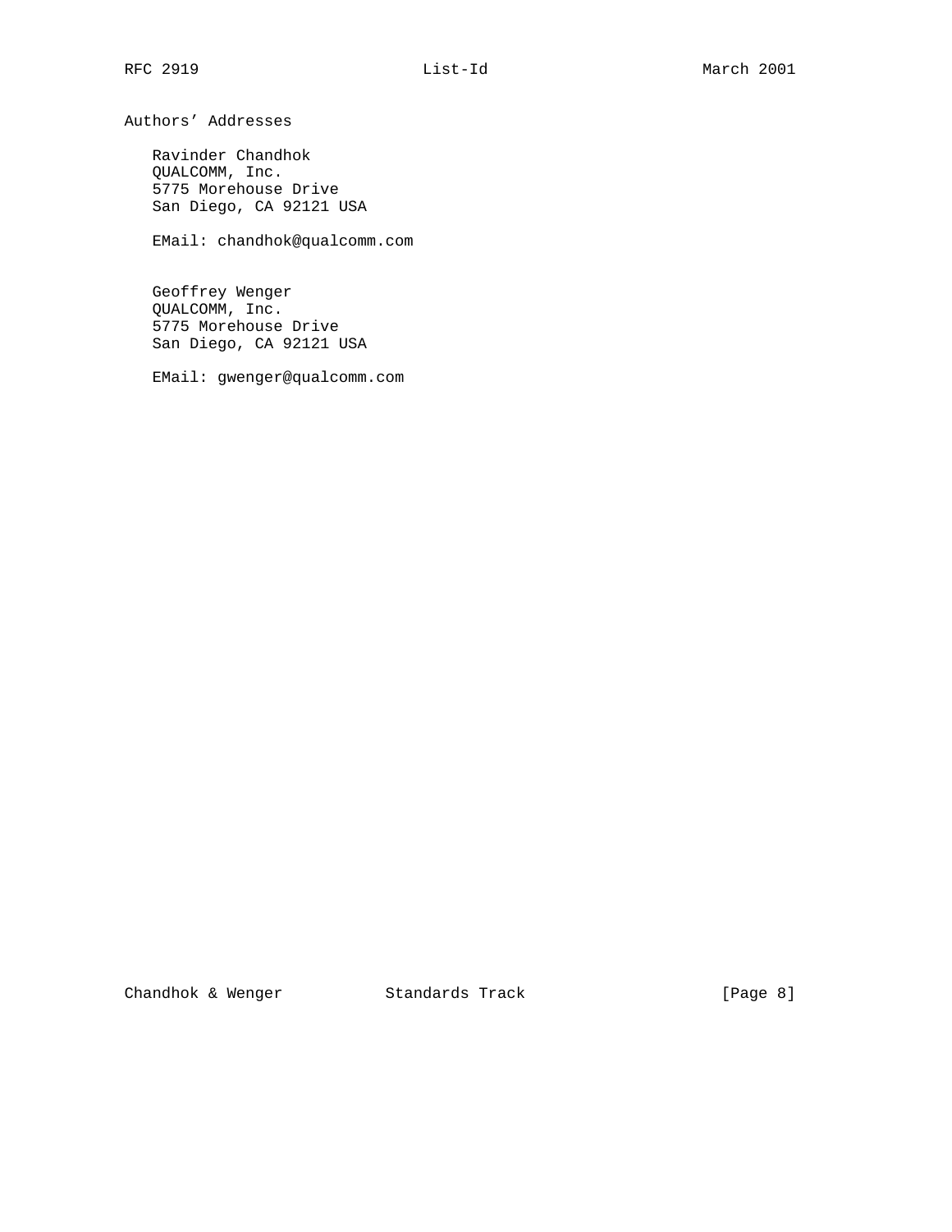## Authors' Addresses

Ravinder Chandhok
QUALCOMM, Inc.
5775 Morehouse Drive
San Diego, CA 92121 USA

EMail: chandhok@qualcomm.com

Geoffrey Wenger
QUALCOMM, Inc.
5775 Morehouse Drive
San Diego, CA 92121 USA

EMail: gwenger@qualcomm.com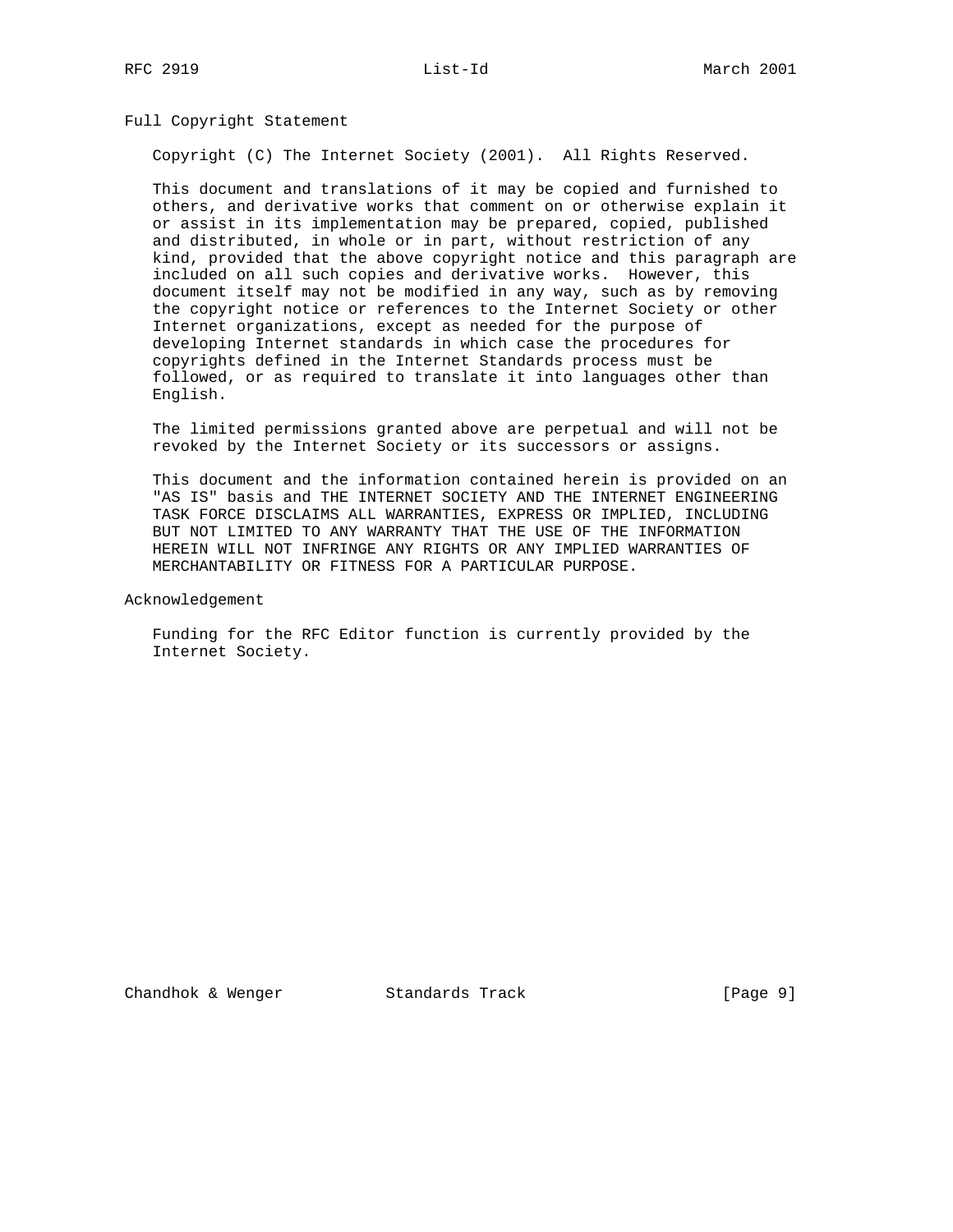## Full Copyright Statement

Copyright (C) The Internet Society (2001). All Rights Reserved.

This document and translations of it may be copied and furnished to others, and derivative works that comment on or otherwise explain it or assist in its implementation may be prepared, copied, published and distributed, in whole or in part, without restriction of any kind, provided that the above copyright notice and this paragraph are included on all such copies and derivative works. However, this document itself may not be modified in any way, such as by removing the copyright notice or references to the Internet Society or other Internet organizations, except as needed for the purpose of developing Internet standards in which case the procedures for copyrights defined in the Internet Standards process must be followed, or as required to translate it into languages other than English.

The limited permissions granted above are perpetual and will not be revoked by the Internet Society or its successors or assigns.

This document and the information contained herein is provided on an "AS IS" basis and THE INTERNET SOCIETY AND THE INTERNET ENGINEERING TASK FORCE DISCLAIMS ALL WARRANTIES, EXPRESS OR IMPLIED, INCLUDING BUT NOT LIMITED TO ANY WARRANTY THAT THE USE OF THE INFORMATION HEREIN WILL NOT INFRINGE ANY RIGHTS OR ANY IMPLIED WARRANTIES OF MERCHANTABILITY OR FITNESS FOR A PARTICULAR PURPOSE.

## Acknowledgement

Funding for the RFC Editor function is currently provided by the Internet Society.